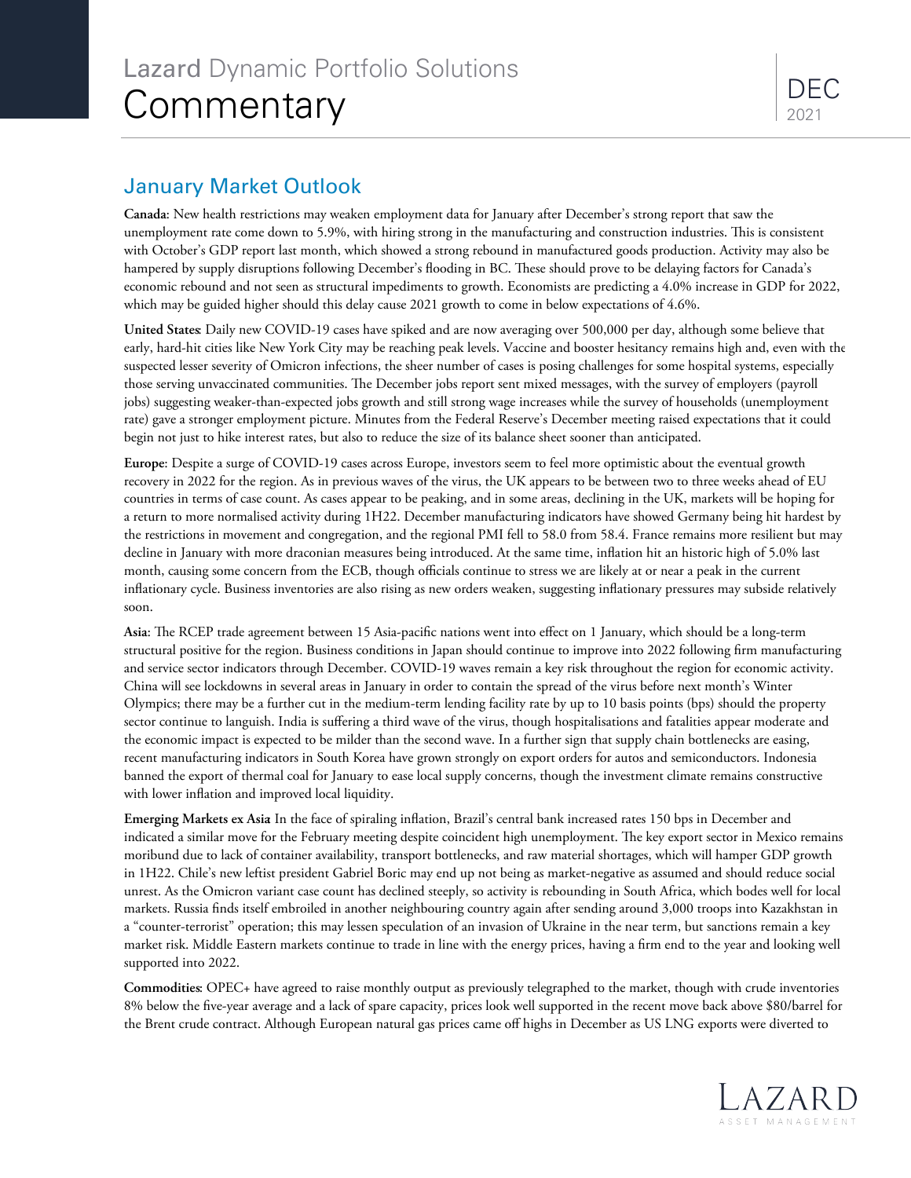Lazard Dynamic Portfolio Solutions

# Commentary

DEC 2021

## January Market Outlook

**Canada**: New health restrictions may weaken employment data for January after December's strong report that saw the unemployment rate come down to 5.9%, with hiring strong in the manufacturing and construction industries. This is consistent with October's GDP report last month, which showed a strong rebound in manufactured goods production. Activity may also be hampered by supply disruptions following December's flooding in BC. These should prove to be delaying factors for Canada's economic rebound and not seen as structural impediments to growth. Economists are predicting a 4.0% increase in GDP for 2022, which may be guided higher should this delay cause 2021 growth to come in below expectations of 4.6%.

**United States**: Daily new COVID-19 cases have spiked and are now averaging over 500,000 per day, although some believe that early, hard-hit cities like New York City may be reaching peak levels. Vaccine and booster hesitancy remains high and, even with the suspected lesser severity of Omicron infections, the sheer number of cases is posing challenges for some hospital systems, especially those serving unvaccinated communities. The December jobs report sent mixed messages, with the survey of employers (payroll jobs) suggesting weaker-than-expected jobs growth and still strong wage increases while the survey of households (unemployment rate) gave a stronger employment picture. Minutes from the Federal Reserve's December meeting raised expectations that it could begin not just to hike interest rates, but also to reduce the size of its balance sheet sooner than anticipated.

**Europe**: Despite a surge of COVID-19 cases across Europe, investors seem to feel more optimistic about the eventual growth recovery in 2022 for the region. As in previous waves of the virus, the UK appears to be between two to three weeks ahead of EU countries in terms of case count. As cases appear to be peaking, and in some areas, declining in the UK, markets will be hoping for a return to more normalised activity during 1H22. December manufacturing indicators have showed Germany being hit hardest by the restrictions in movement and congregation, and the regional PMI fell to 58.0 from 58.4. France remains more resilient but may decline in January with more draconian measures being introduced. At the same time, inflation hit an historic high of 5.0% last month, causing some concern from the ECB, though officials continue to stress we are likely at or near a peak in the current inflationary cycle. Business inventories are also rising as new orders weaken, suggesting inflationary pressures may subside relatively soon.

**Asia**: The RCEP trade agreement between 15 Asia-pacific nations went into effect on 1 January, which should be a long-term structural positive for the region. Business conditions in Japan should continue to improve into 2022 following firm manufacturing and service sector indicators through December. COVID-19 waves remain a key risk throughout the region for economic activity. China will see lockdowns in several areas in January in order to contain the spread of the virus before next month's Winter Olympics; there may be a further cut in the medium-term lending facility rate by up to 10 basis points (bps) should the property sector continue to languish. India is suffering a third wave of the virus, though hospitalisations and fatalities appear moderate and the economic impact is expected to be milder than the second wave. In a further sign that supply chain bottlenecks are easing, recent manufacturing indicators in South Korea have grown strongly on export orders for autos and semiconductors. Indonesia banned the export of thermal coal for January to ease local supply concerns, though the investment climate remains constructive with lower inflation and improved local liquidity.

**Emerging Markets ex Asia**: In the face of spiraling inflation, Brazil's central bank increased rates 150 bps in December and indicated a similar move for the February meeting despite coincident high unemployment. The key export sector in Mexico remains moribund due to lack of container availability, transport bottlenecks, and raw material shortages, which will hamper GDP growth in 1H22. Chile's new leftist president Gabriel Boric may end up not being as market-negative as assumed and should reduce social unrest. As the Omicron variant case count has declined steeply, so activity is rebounding in South Africa, which bodes well for local markets. Russia finds itself embroiled in another neighbouring country again after sending around 3,000 troops into Kazakhstan in a "counter-terrorist" operation; this may lessen speculation of an invasion of Ukraine in the near term, but sanctions remain a key market risk. Middle Eastern markets continue to trade in line with the energy prices, having a firm end to the year and looking well supported into 2022.

**Commodities**: OPEC+ have agreed to raise monthly output as previously telegraphed to the market, though with crude inventories 8% below the five-year average and a lack of spare capacity, prices look well supported in the recent move back above $80/barrel for the Brent crude contract. Although European natural gas prices came off highs in December as US LNG exports were diverted to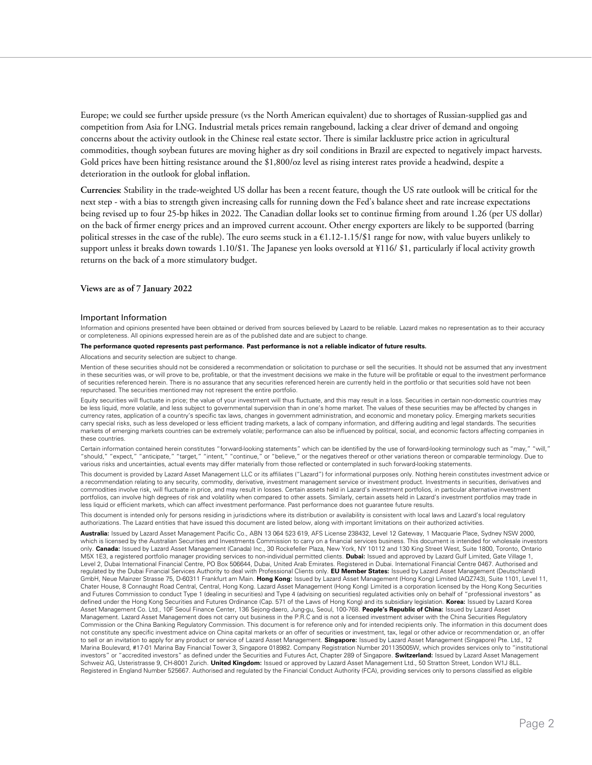Europe; we could see further upside pressure (vs the North American equivalent) due to shortages of Russian-supplied gas and competition from Asia for LNG. Industrial metals prices remain rangebound, lacking a clear driver of demand and ongoing concerns about the activity outlook in the Chinese real estate sector. There is similar lacklustre price action in agricultural commodities, though soybean futures are moving higher as dry soil conditions in Brazil are expected to negatively impact harvests. Gold prices have been hitting resistance around the $1,800/oz level as rising interest rates provide a headwind, despite a deterioration in the outlook for global inflation.

**Currencies**: Stability in the trade-weighted US dollar has been a recent feature, though the US rate outlook will be critical for the next step - with a bias to strength given increasing calls for running down the Fed's balance sheet and rate increase expectations being revised up to four 25-bp hikes in 2022. The Canadian dollar looks set to continue firming from around 1.26 (per US dollar) on the back of firmer energy prices and an improved current account. Other energy exporters are likely to be supported (barring political stresses in the case of the ruble). The euro seems stuck in a €1.12-1.15/$1 range for now, with value buyers unlikely to support unless it breaks down towards 1.10/$1. The Japanese yen looks oversold at ¥116/ $1, particularly if local activity growth returns on the back of a more stimulatory budget.

**Views are as of 7 January 2022**

## Important Information

Information and opinions presented have been obtained or derived from sources believed by Lazard to be reliable. Lazard makes no representation as to their accuracy or completeness. All opinions expressed herein are as of the published date and are subject to change.

**The performance quoted represents past performance. Past performance is not a reliable indicator of future results.**

Allocations and security selection are subject to change.

Mention of these securities should not be considered a recommendation or solicitation to purchase or sell the securities. It should not be assumed that any investment in these securities was, or will prove to be, profitable, or that the investment decisions we make in the future will be profitable or equal to the investment performance of securities referenced herein. There is no assurance that any securities referenced herein are currently held in the portfolio or that securities sold have not been repurchased. The securities mentioned may not represent the entire portfolio.

Equity securities will fluctuate in price; the value of your investment will thus fluctuate, and this may result in a loss. Securities in certain non-domestic countries may be less liquid, more volatile, and less subject to governmental supervision than in one's home market. The values of these securities may be affected by changes in currency rates, application of a country's specific tax laws, changes in government administration, and economic and monetary policy. Emerging markets securities carry special risks, such as less developed or less efficient trading markets, a lack of company information, and differing auditing and legal standards. The securities markets of emerging markets countries can be extremely volatile; performance can also be influenced by political, social, and economic factors affecting companies in these countries.

Certain information contained herein constitutes "forward-looking statements" which can be identified by the use of forward-looking terminology such as "may," "will," "should," "expect," "anticipate," "target," "intent," "continue," or "believe," or the negatives thereof or other variations thereon or comparable terminology. Due to various risks and uncertainties, actual events may differ materially from those reflected or contemplated in such forward-looking statements.

This document is provided by Lazard Asset Management LLC or its affiliates ("Lazard") for informational purposes only. Nothing herein constitutes investment advice or a recommendation relating to any security, commodity, derivative, investment management service or investment product. Investments in securities, derivatives and commodities involve risk, will fluctuate in price, and may result in losses. Certain assets held in Lazard's investment portfolios, in particular alternative investment portfolios, can involve high degrees of risk and volatility when compared to other assets. Similarly, certain assets held in Lazard's investment portfolios may trade in less liquid or efficient markets, which can affect investment performance. Past performance does not guarantee future results.

This document is intended only for persons residing in jurisdictions where its distribution or availability is consistent with local laws and Lazard's local regulatory authorizations. The Lazard entities that have issued this document are listed below, along with important limitations on their authorized activities.

**Australia:** Issued by Lazard Asset Management Pacific Co., ABN 13 064 523 619, AFS License 238432, Level 12 Gateway, 1 Macquarie Place, Sydney NSW 2000, which is licensed by the Australian Securities and Investments Commission to carry on a financial services business. This document is intended for wholesale investors only. **Canada:** Issued by Lazard Asset Management (Canada) Inc., 30 Rockefeller Plaza, New York, NY 10112 and 130 King Street West, Suite 1800, Toronto, Ontario M5X 1E3, a registered portfolio manager providing services to non-individual permitted clients. **Dubai:** Issued and approved by Lazard Gulf Limited, Gate Village 1, Level 2, Dubai International Financial Centre, PO Box 506644, Dubai, United Arab Emirates. Registered in Dubai. International Financial Centre 0467. Authorised and regulated by the Dubai Financial Services Authority to deal with Professional Clients only. **EU Member States:** Issued by Lazard Asset Management (Deutschland) GmbH, Neue Mainzer Strasse 75, D-60311 Frankfurt am Main. **Hong Kong:** Issued by Lazard Asset Management (Hong Kong) Limited (AQZ743), Suite 1101, Level 11, Chater House, 8 Connaught Road Central, Central, Hong Kong. Lazard Asset Management (Hong Kong) Limited is a corporation licensed by the Hong Kong Securities and Futures Commission to conduct Type 1 (dealing in securities) and Type 4 (advising on securities) regulated activities only on behalf of "professional investors" as defined under the Hong Kong Securities and Futures Ordinance (Cap. 571 of the Laws of Hong Kong) and its subsidiary legislation. **Korea:** Issued by Lazard Korea Asset Management Co. Ltd., 10F Seoul Finance Center, 136 Sejong-daero, Jung-gu, Seoul, 100-768. **People's Republic of China:** Issued by Lazard Asset Management. Lazard Asset Management does not carry out business in the P.R.C and is not a licensed investment adviser with the China Securities Regulatory Commission or the China Banking Regulatory Commission. This document is for reference only and for intended recipients only. The information in this document does not constitute any specific investment advice on China capital markets or an offer of securities or investment, tax, legal or other advice or recommendation or, an offer to sell or an invitation to apply for any product or service of Lazard Asset Management. **Singapore:** Issued by Lazard Asset Management (Singapore) Pte. Ltd., 12 Marina Boulevard, #17-01 Marina Bay Financial Tower 3, Singapore 018982. Company Registration Number 201135005W, which provides services only to "institutional investors" or "accredited investors" as defined under the Securities and Futures Act, Chapter 289 of Singapore. **Switzerland:** Issued by Lazard Asset Management Schweiz AG, Usteristrasse 9, CH-8001 Zurich. **United Kingdom:** Issued or approved by Lazard Asset Management Ltd., 50 Stratton Street, London W1J 8LL. Registered in England Number 525667. Authorised and regulated by the Financial Conduct Authority (FCA), providing services only to persons classified as eligible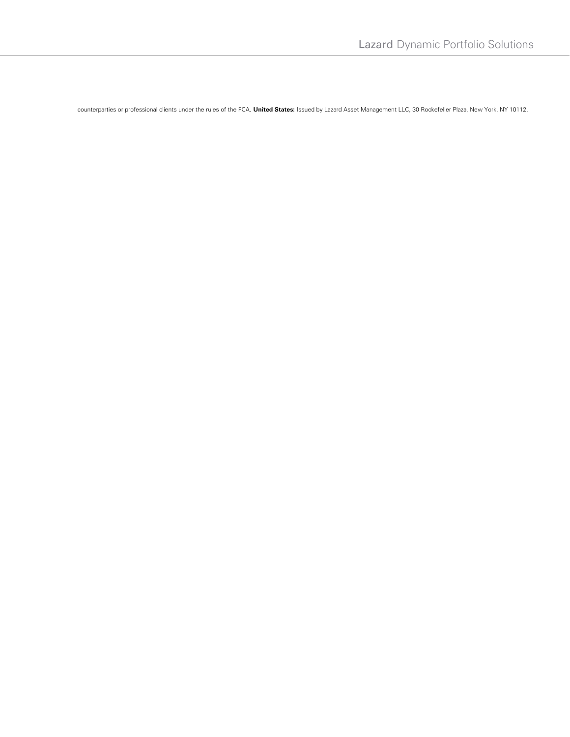counterparties or professional clients under the rules of the FCA. **United States:** Issued by Lazard Asset Management LLC, 30 Rockefeller Plaza, New York, NY 10112.